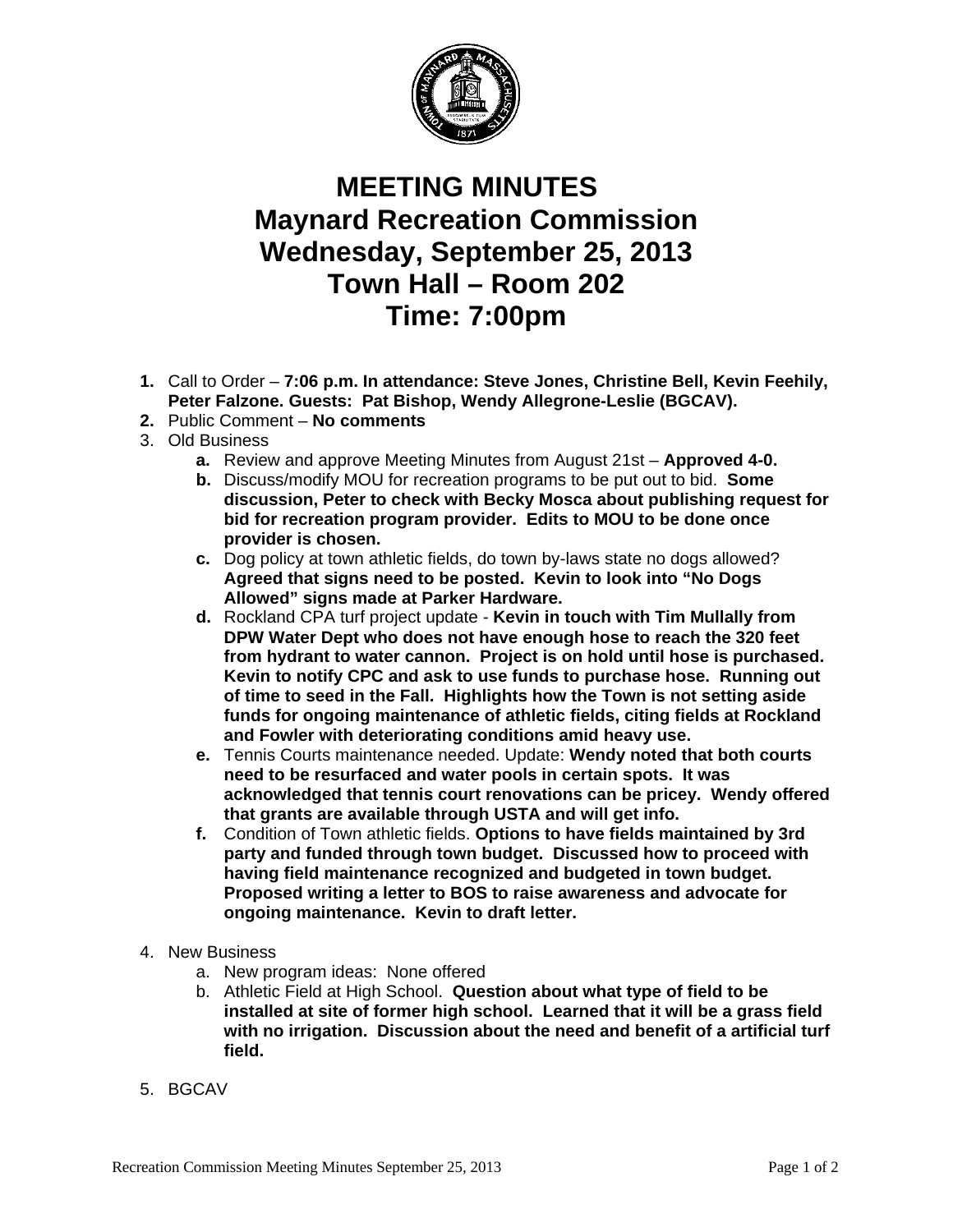# MEETING MINUTES
# Maynard Recreation Commission
# Wednesday, September 25, 2013
# Town Hall – Room 202
# Time: 7:00pm

1. Call to Order – **7:06 p.m. In attendance: Steve Jones, Christine Bell, Kevin Feehily, Peter Falzone. Guests: Pat Bishop, Wendy Allegrone-Leslie (BGCAV).**
2. Public Comment – **No comments**
3. Old Business
   a. Review and approve Meeting Minutes from August 21st – **Approved 4-0.**
   b. Discuss/modify MOU for recreation programs to be put out to bid. **Some discussion, Peter to check with Becky Mosca about publishing request for bid for recreation program provider. Edits to MOU to be done once provider is chosen.**
   c. Dog policy at town athletic fields, do town by-laws state no dogs allowed? **Agreed that signs need to be posted. Kevin to look into "No Dogs Allowed" signs made at Parker Hardware.**
   d. Rockland CPA turf project update - **Kevin in touch with Tim Mullally from DPW Water Dept who does not have enough hose to reach the 320 feet from hydrant to water cannon. Project is on hold until hose is purchased. Kevin to notify CPC and ask to use funds to purchase hose. Running out of time to seed in the Fall. Highlights how the Town is not setting aside funds for ongoing maintenance of athletic fields, citing fields at Rockland and Fowler with deteriorating conditions amid heavy use.**
   e. Tennis Courts maintenance needed. Update: **Wendy noted that both courts need to be resurfaced and water pools in certain spots. It was acknowledged that tennis court renovations can be pricey. Wendy offered that grants are available through USTA and will get info.**
   f. Condition of Town athletic fields. **Options to have fields maintained by 3rd party and funded through town budget. Discussed how to proceed with having field maintenance recognized and budgeted in town budget. Proposed writing a letter to BOS to raise awareness and advocate for ongoing maintenance. Kevin to draft letter.**
4. New Business
   a. New program ideas: None offered
   b. Athletic Field at High School. **Question about what type of field to be installed at site of former high school. Learned that it will be a grass field with no irrigation. Discussion about the need and benefit of a artificial turf field.**
5. BGCAV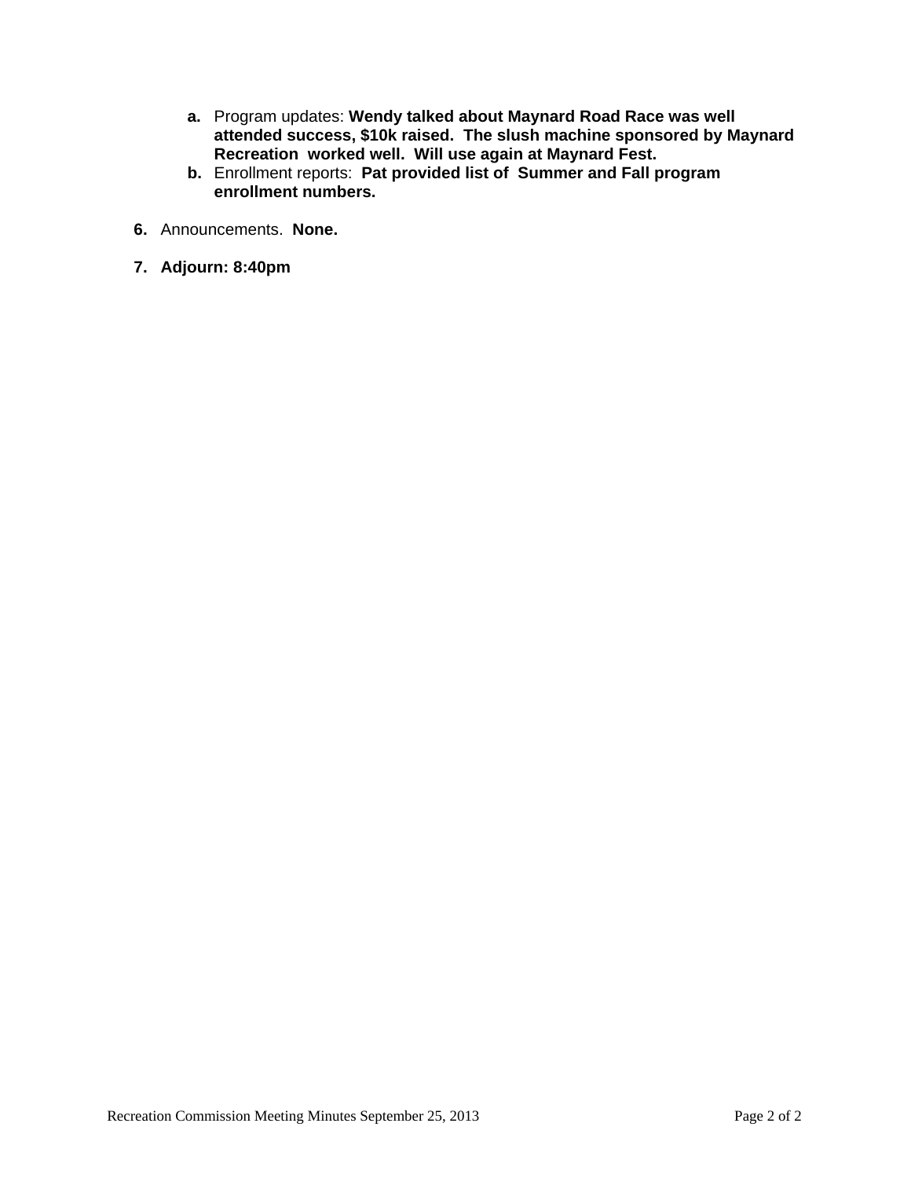a. Program updates: **Wendy talked about Maynard Road Race was well attended success, $10k raised. The slush machine sponsored by Maynard Recreation worked well. Will use again at Maynard Fest.**
b. Enrollment reports: **Pat provided list of Summer and Fall program enrollment numbers.**

6. Announcements. **None.**

7. **Adjourn: 8:40pm**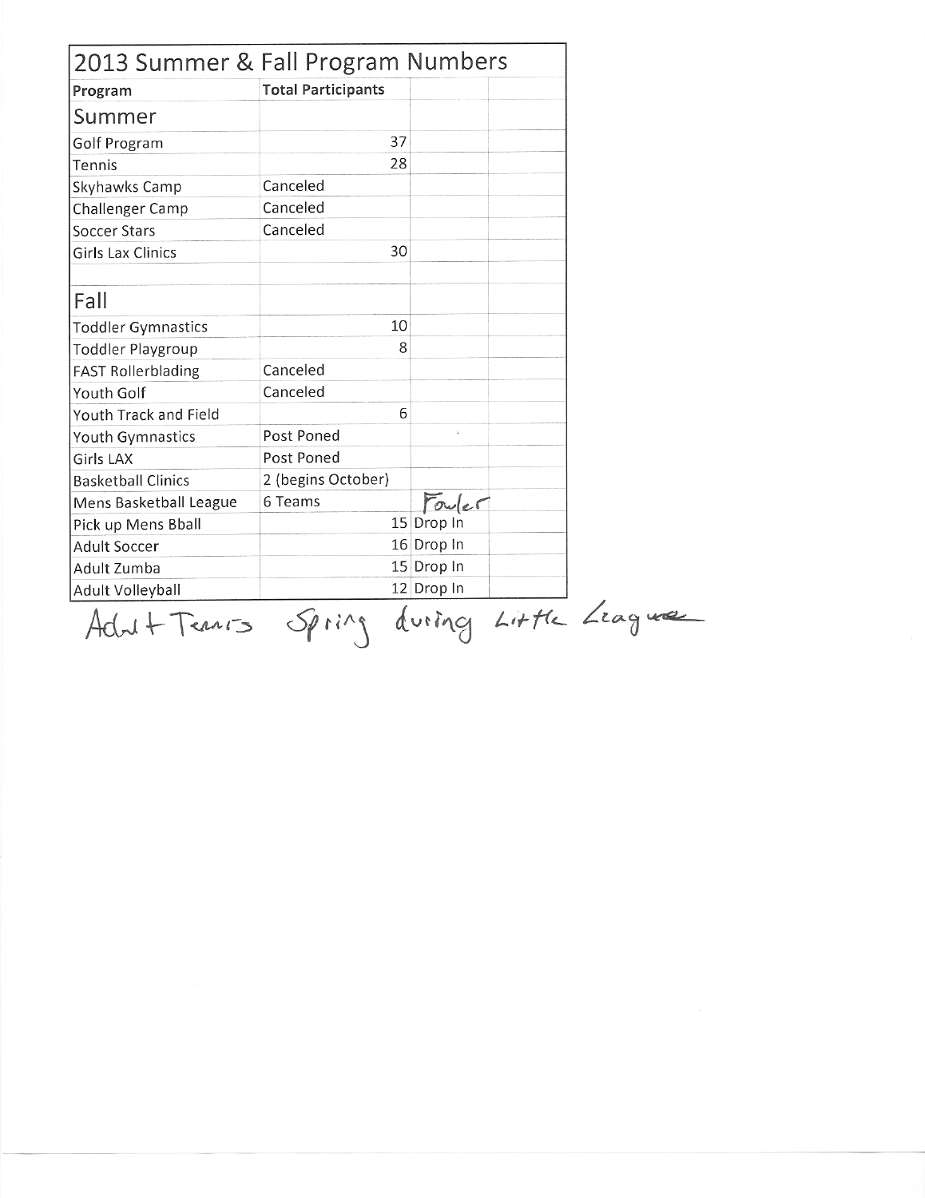| 2013 Summer & Fall Program Numbers | | | |
|---|---|---|---|
| **Program** | **Total Participants** | | |
| Summer | | | |
| Golf Program | 37 | | |
| Tennis | 28 | | |
| Skyhawks Camp | Canceled | | |
| Challenger Camp | Canceled | | |
| Soccer Stars | Canceled | | |
| Girls Lax Clinics | 30 | | |
| | | | |
| Fall | | | |
| Toddler Gymnastics | 10 | | |
| Toddler Playgroup | 8 | | |
| FAST Rollerblading | Canceled | | |
| Youth Golf | Canceled | | |
| Youth Track and Field | 6 | | |
| Youth Gymnastics | Post Poned | | |
| Girls LAX | Post Poned | | |
| Basketball Clinics | 2 (begins October) | | |
| Mens Basketball League | 6 Teams | Fowler | |
| Pick up Mens Bball | 15 | Drop In | |
| Adult Soccer | 16 | Drop In | |
| Adult Zumba | 15 | Drop In | |
| Adult Volleyball | 12 | Drop In | |

Adult Tennis Spring during Little League